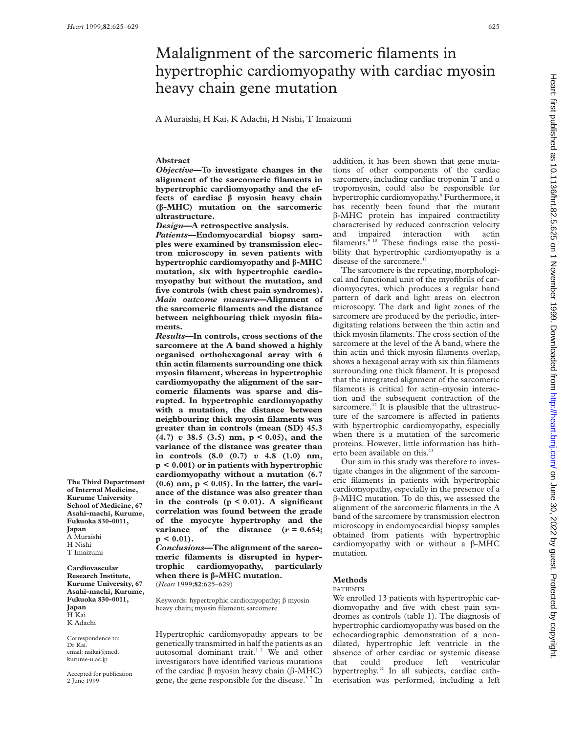# Malalignment of the sarcomeric filaments in hypertrophic cardiomyopathy with cardiac myosin heavy chain gene mutation

A Muraishi, H Kai, K Adachi, H Nishi, T Imaizumi

## Abstract

***Objective*—To investigate changes in the alignment of the sarcomeric filaments in hypertrophic cardiomyopathy and the effects of cardiac β myosin heavy chain (β-MHC) mutation on the sarcomeric ultrastructure.**

***Design*—A retrospective analysis.**

***Patients*—Endomyocardial biopsy samples were examined by transmission electron microscopy in seven patients with hypertrophic cardiomyopathy and β-MHC mutation, six with hypertrophic cardiomyopathy but without the mutation, and five controls (with chest pain syndromes).**

***Main outcome measure*—Alignment of the sarcomeric filaments and the distance between neighbouring thick myosin filaments.**

***Results*—In controls, cross sections of the sarcomere at the A band showed a highly organised orthohexagonal array with 6 thin actin filaments surrounding one thick myosin filament, whereas in hypertrophic cardiomyopathy the alignment of the sarcomeric filaments was sparse and disrupted. In hypertrophic cardiomyopathy with a mutation, the distance between neighbouring thick myosin filaments was greater than in controls (mean (SD) 45.3 (4.7) *v* 38.5 (3.5) nm, $p < 0.05$), and the variance of the distance was greater than in controls (8.0 (0.7) *v* 4.8 (1.0) nm, $p < 0.001$) or in patients with hypertrophic cardiomyopathy without a mutation (6.7 (0.6) nm, $p < 0.05$). In the latter, the variance of the distance was also greater than in the controls ($p < 0.01$). A significant correlation was found between the grade of the myocyte hypertrophy and the variance of the distance ($r = 0.654$; $p < 0.01$).**

***Conclusions*—The alignment of the sarcomeric filaments is disrupted in hypertrophic cardiomyopathy, particularly when there is β-MHC mutation.**

(*Heart* 1999;**82**:625–629)

Keywords: hypertrophic cardiomyopathy; β myosin heavy chain; myosin filament; sarcomere

**The Third Department of Internal Medicine, Kurume University School of Medicine, 67 Asahi-machi, Kurume, Fukuoka 830-0011, Japan**
A Muraishi
H Nishi
T Imaizumi

**Cardiovascular Research Institute, Kurume University, 67 Asahi-machi, Kurume, Fukuoka 830-0011, Japan**
H Kai
K Adachi

Correspondence to:
Dr Kai.
email: naikai@med.kurume-u.ac.jp

Accepted for publication 2 June 1999

Hypertrophic cardiomyopathy appears to be genetically transmitted in half the patients as an autosomal dominant trait.[1 2] We and other investigators have identified various mutations of the cardiac β myosin heavy chain (β-MHC) gene, the gene responsible for the disease.[3–7] In addition, it has been shown that gene mutations of other components of the cardiac sarcomere, including cardiac troponin T and α tropomyosin, could also be responsible for hypertrophic cardiomyopathy.[8] Furthermore, it has recently been found that the mutant β-MHC protein has impaired contractility characterised by reduced contraction velocity and impaired interaction with actin filaments.[9 10] These findings raise the possibility that hypertrophic cardiomyopathy is a disease of the sarcomere.[11]

The sarcomere is the repeating, morphological and functional unit of the myofibrils of cardiomyocytes, which produces a regular band pattern of dark and light areas on electron microscopy. The dark and light zones of the sarcomere are produced by the periodic, interdigitating relations between the thin actin and thick myosin filaments. The cross section of the sarcomere at the level of the A band, where the thin actin and thick myosin filaments overlap, shows a hexagonal array with six thin filaments surrounding one thick filament. It is proposed that the integrated alignment of the sarcomeric filaments is critical for actin–myosin interaction and the subsequent contraction of the sarcomere.[12] It is plausible that the ultrastructure of the sarcomere is affected in patients with hypertrophic cardiomyopathy, especially when there is a mutation of the sarcomeric proteins. However, little information has hitherto been available on this.[13]

Our aim in this study was therefore to investigate changes in the alignment of the sarcomeric filaments in patients with hypertrophic cardiomyopathy, especially in the presence of a β-MHC mutation. To do this, we assessed the alignment of the sarcomeric filaments in the A band of the sarcomere by transmission electron microscopy in endomyocardial biopsy samples obtained from patients with hypertrophic cardiomyopathy with or without a β-MHC mutation.

## Methods

### PATIENTS

We enrolled 13 patients with hypertrophic cardiomyopathy and five with chest pain syndromes as controls (table 1). The diagnosis of hypertrophic cardiomyopathy was based on the echocardiographic demonstration of a nondilated, hypertrophic left ventricle in the absence of other cardiac or systemic disease that could produce left ventricular hypertrophy.[14] In all subjects, cardiac catheterisation was performed, including a left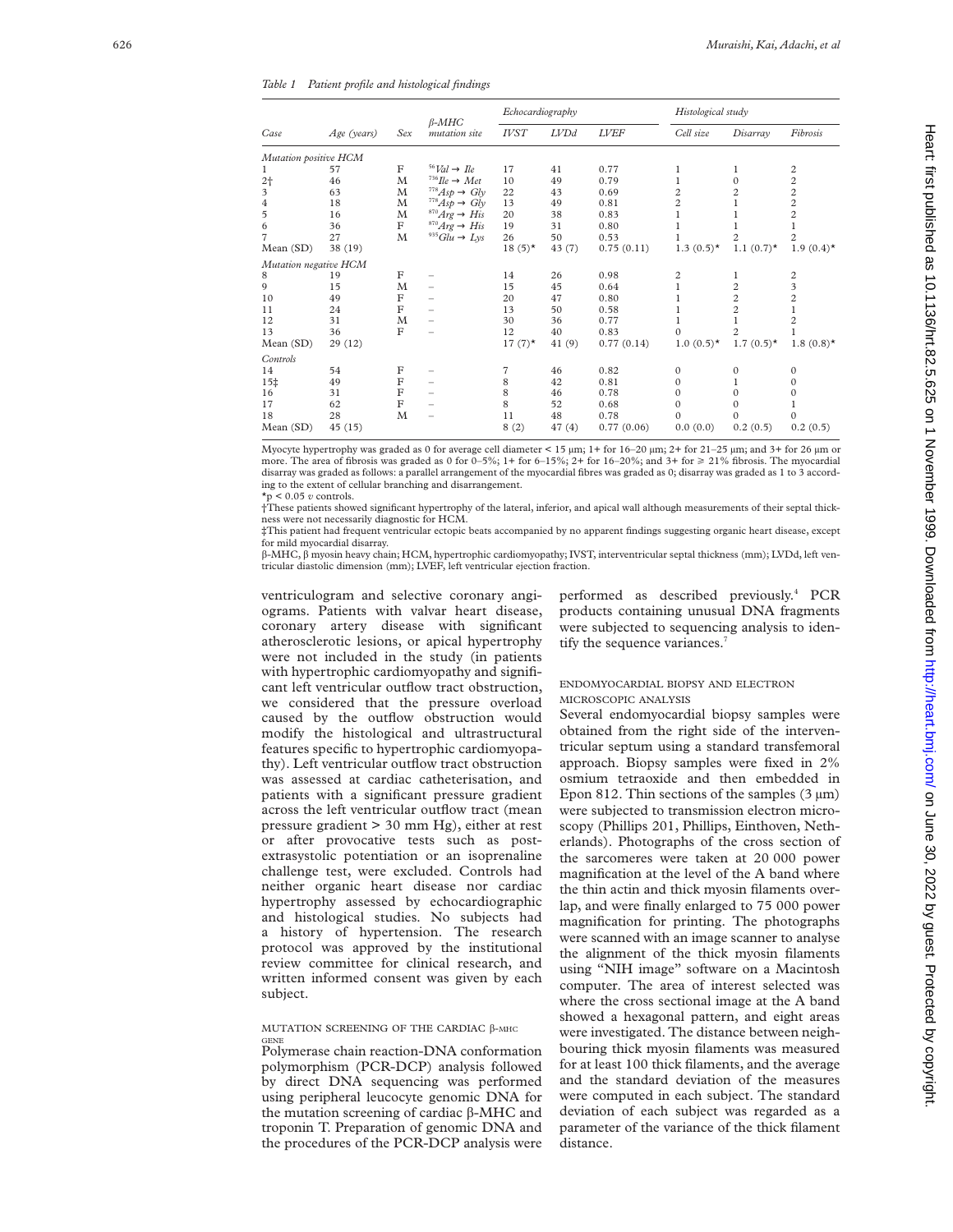*Table 1 Patient profile and histological findings*

| Case | Age (years) | Sex | β-MHC mutation site | Echocardiography | | | Histological study | | |
|---|---|---|---|---|---|---|---|---|---|
| | | | | IVST | LVDd | LVEF | Cell size | Disarray | Fibrosis |
| *Mutation positive HCM* | | | | | | | | | |
| 1 | 57 | F | $^{56}Val \rightarrow Ile$ | 17 | 41 | 0.77 | 1 | 1 | 2 |
| 2† | 46 | M | $^{736}Ile \rightarrow Met$ | 10 | 49 | 0.79 | 1 | 0 | 2 |
| 3 | 63 | M | $^{778}Asp \rightarrow Gly$ | 22 | 43 | 0.69 | 2 | 2 | 2 |
| 4 | 18 | M | $^{778}Asp \rightarrow Gly$ | 13 | 49 | 0.81 | 2 | 1 | 2 |
| 5 | 16 | M | $^{870}Arg \rightarrow His$ | 20 | 38 | 0.83 | 1 | 1 | 2 |
| 6 | 36 | F | $^{870}Arg \rightarrow His$ | 19 | 31 | 0.80 | 1 | 1 | 1 |
| 7 | 27 | M | $^{935}Glu \rightarrow Lys$ | 26 | 50 | 0.53 | 1 | 2 | 2 |
| Mean (SD) | 38 (19) | | | 18 (5)* | 43 (7) | 0.75 (0.11) | 1.3 (0.5)* | 1.1 (0.7)* | 1.9 (0.4)* |
| *Mutation negative HCM* | | | | | | | | | |
| 8 | 19 | F | – | 14 | 26 | 0.98 | 2 | 1 | 2 |
| 9 | 15 | M | – | 15 | 45 | 0.64 | 1 | 2 | 3 |
| 10 | 49 | F | – | 20 | 47 | 0.80 | 1 | 2 | 2 |
| 11 | 24 | F | – | 13 | 50 | 0.58 | 1 | 2 | 1 |
| 12 | 31 | M | – | 30 | 36 | 0.77 | 1 | 1 | 2 |
| 13 | 36 | F | – | 12 | 40 | 0.83 | 0 | 2 | 1 |
| Mean (SD) | 29 (12) | | | 17 (7)* | 41 (9) | 0.77 (0.14) | 1.0 (0.5)* | 1.7 (0.5)* | 1.8 (0.8)* |
| *Controls* | | | | | | | | | |
| 14 | 54 | F | – | 7 | 46 | 0.82 | 0 | 0 | 0 |
| 15‡ | 49 | F | – | 8 | 42 | 0.81 | 0 | 1 | 0 |
| 16 | 31 | F | – | 8 | 46 | 0.78 | 0 | 0 | 0 |
| 17 | 62 | F | – | 8 | 52 | 0.68 | 0 | 0 | 1 |
| 18 | 28 | M | – | 11 | 48 | 0.78 | 0 | 0 | 0 |
| Mean (SD) | 45 (15) | | | 8 (2) | 47 (4) | 0.77 (0.06) | 0.0 (0.0) | 0.2 (0.5) | 0.2 (0.5) |

Myocyte hypertrophy was graded as 0 for average cell diameter < 15 µm; 1+ for 16–20 µm; 2+ for 21–25 µm; and 3+ for 26 µm or more. The area of fibrosis was graded as 0 for 0–5%; 1+ for 6–15%; 2+ for 16–20%; and 3+ for ≥ 21% fibrosis. The myocardial disarray was graded as follows: a parallel arrangement of the myocardial fibres was graded as 0; disarray was graded as 1 to 3 according to the extent of cellular branching and disarrangement.

*$p < 0.05$ *v* controls.

†These patients showed significant hypertrophy of the lateral, inferior, and apical wall although measurements of their septal thickness were not necessarily diagnostic for HCM.

‡This patient had frequent ventricular ectopic beats accompanied by no apparent findings suggesting organic heart disease, except for mild myocardial disarray.

β-MHC, β myosin heavy chain; HCM, hypertrophic cardiomyopathy; IVST, interventricular septal thickness (mm); LVDd, left ventricular diastolic dimension (mm); LVEF, left ventricular ejection fraction.

ventriculogram and selective coronary angiograms. Patients with valvar heart disease, coronary artery disease with significant atherosclerotic lesions, or apical hypertrophy were not included in the study (in patients with hypertrophic cardiomyopathy and significant left ventricular outflow tract obstruction, we considered that the pressure overload caused by the outflow obstruction would modify the histological and ultrastructural features specific to hypertrophic cardiomyopathy). Left ventricular outflow tract obstruction was assessed at cardiac catheterisation, and patients with a significant pressure gradient across the left ventricular outflow tract (mean pressure gradient > 30 mm Hg), either at rest or after provocative tests such as post-extrasystolic potentiation or an isoprenaline challenge test, were excluded. Controls had neither organic heart disease nor cardiac hypertrophy assessed by echocardiographic and histological studies. No subjects had a history of hypertension. The research protocol was approved by the institutional review committee for clinical research, and written informed consent was given by each subject.

### MUTATION SCREENING OF THE CARDIAC β-MHC GENE

Polymerase chain reaction-DNA conformation polymorphism (PCR-DCP) analysis followed by direct DNA sequencing was performed using peripheral leucocyte genomic DNA for the mutation screening of cardiac β-MHC and troponin T. Preparation of genomic DNA and the procedures of the PCR-DCP analysis were performed as described previously.[4] PCR products containing unusual DNA fragments were subjected to sequencing analysis to identify the sequence variances.[7]

### ENDOMYOCARDIAL BIOPSY AND ELECTRON MICROSCOPIC ANALYSIS

Several endomyocardial biopsy samples were obtained from the right side of the interventricular septum using a standard transfemoral approach. Biopsy samples were fixed in 2% osmium tetraoxide and then embedded in Epon 812. Thin sections of the samples (3 µm) were subjected to transmission electron microscopy (Phillips 201, Phillips, Einthoven, Netherlands). Photographs of the cross section of the sarcomeres were taken at 20 000 power magnification at the level of the A band where the thin actin and thick myosin filaments overlap, and were finally enlarged to 75 000 power magnification for printing. The photographs were scanned with an image scanner to analyse the alignment of the thick myosin filaments using "NIH image" software on a Macintosh computer. The area of interest selected was where the cross sectional image at the A band showed a hexagonal pattern, and eight areas were investigated. The distance between neighbouring thick myosin filaments was measured for at least 100 thick filaments, and the average and the standard deviation of the measures were computed in each subject. The standard deviation of each subject was regarded as a parameter of the variance of the thick filament distance.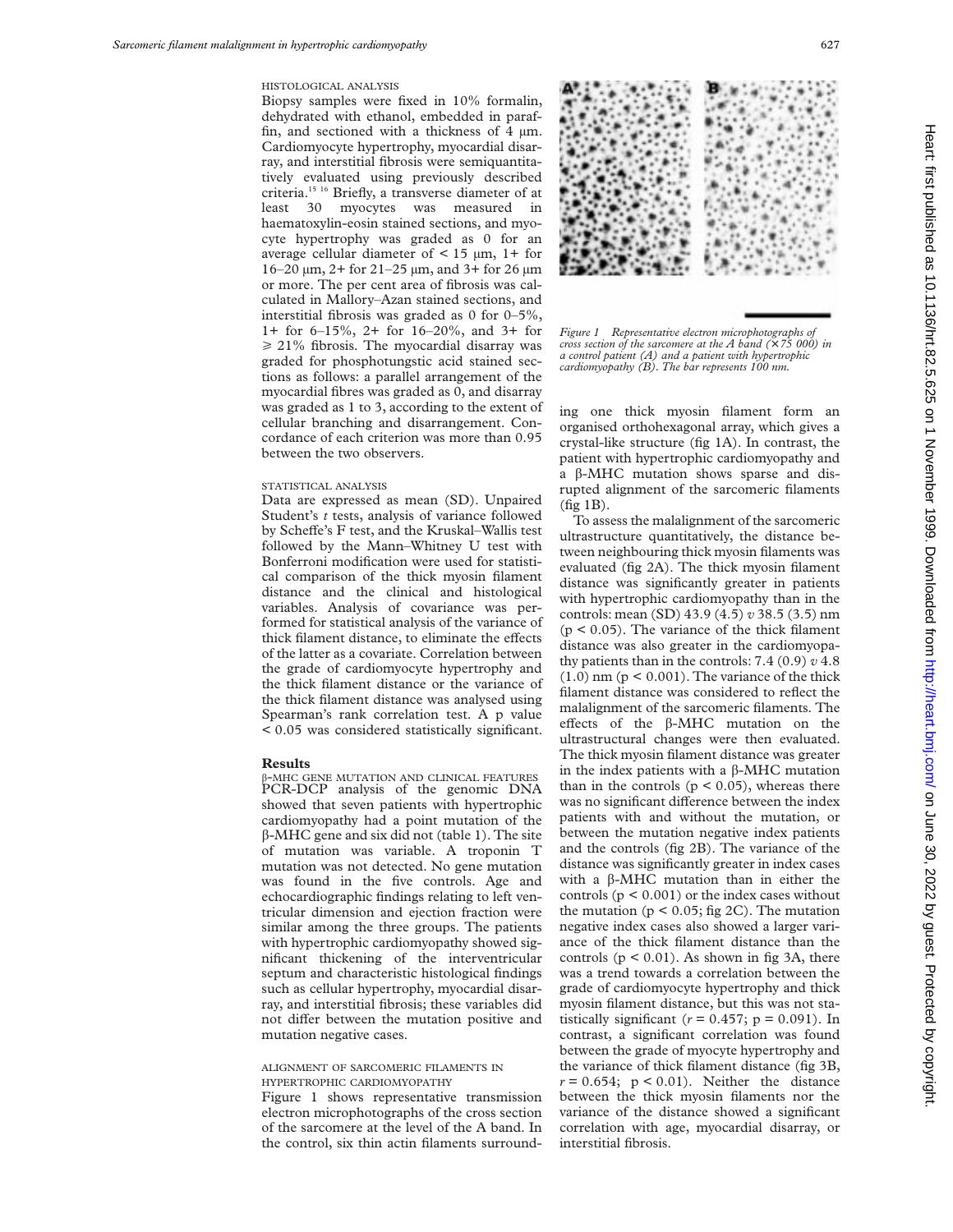### HISTOLOGICAL ANALYSIS

Biopsy samples were fixed in 10% formalin, dehydrated with ethanol, embedded in paraffin, and sectioned with a thickness of 4 μm. Cardiomyocyte hypertrophy, myocardial disarray, and interstitial fibrosis were semiquantitatively evaluated using previously described criteria.[15 16] Briefly, a transverse diameter of at least 30 myocytes was measured in haematoxylin-eosin stained sections, and myocyte hypertrophy was graded as 0 for an average cellular diameter of < 15 μm, 1+ for 16–20 μm, 2+ for 21–25 μm, and 3+ for 26 μm or more. The per cent area of fibrosis was calculated in Mallory–Azan stained sections, and interstitial fibrosis was graded as 0 for 0–5%, 1+ for 6–15%, 2+ for 16–20%, and 3+ for ≥ 21% fibrosis. The myocardial disarray was graded for phosphotungstic acid stained sections as follows: a parallel arrangement of the myocardial fibres was graded as 0, and disarray was graded as 1 to 3, according to the extent of cellular branching and disarrangement. Concordance of each criterion was more than 0.95 between the two observers.

### STATISTICAL ANALYSIS

Data are expressed as mean (SD). Unpaired Student's *t* tests, analysis of variance followed by Scheffe's F test, and the Kruskal–Wallis test followed by the Mann–Whitney U test with Bonferroni modification were used for statistical comparison of the thick myosin filament distance and the clinical and histological variables. Analysis of covariance was performed for statistical analysis of the variance of thick filament distance, to eliminate the effects of the latter as a covariate. Correlation between the grade of cardiomyocyte hypertrophy and the thick filament distance or the variance of the thick filament distance was analysed using Spearman's rank correlation test. A p value < 0.05 was considered statistically significant.

## Results

### β-MHC GENE MUTATION AND CLINICAL FEATURES

PCR-DCP analysis of the genomic DNA showed that seven patients with hypertrophic cardiomyopathy had a point mutation of the β-MHC gene and six did not (table 1). The site of mutation was variable. A troponin T mutation was not detected. No gene mutation was found in the five controls. Age and echocardiographic findings relating to left ventricular dimension and ejection fraction were similar among the three groups. The patients with hypertrophic cardiomyopathy showed significant thickening of the interventricular septum and characteristic histological findings such as cellular hypertrophy, myocardial disarray, and interstitial fibrosis; these variables did not differ between the mutation positive and mutation negative cases.

### ALIGNMENT OF SARCOMERIC FILAMENTS IN HYPERTROPHIC CARDIOMYOPATHY

Figure 1 shows representative transmission electron microphotographs of the cross section of the sarcomere at the level of the A band. In the control, six thin actin filaments surrounding one thick myosin filament form an organised orthohexagonal array, which gives a crystal-like structure (fig 1A). In contrast, the patient with hypertrophic cardiomyopathy and a β-MHC mutation shows sparse and disrupted alignment of the sarcomeric filaments (fig 1B).

*Figure 1 Representative electron microphotographs of cross section of the sarcomere at the A band (×75 000) in a control patient (A) and a patient with hypertrophic cardiomyopathy (B). The bar represents 100 nm.*

To assess the malalignment of the sarcomeric ultrastructure quantitatively, the distance between neighbouring thick myosin filaments was evaluated (fig 2A). The thick myosin filament distance was significantly greater in patients with hypertrophic cardiomyopathy than in the controls: mean (SD) 43.9 (4.5) *v* 38.5 (3.5) nm ($p < 0.05$). The variance of the thick filament distance was also greater in the cardiomyopathy patients than in the controls: 7.4 (0.9) *v* 4.8 (1.0) nm ($p < 0.001$). The variance of the thick filament distance was considered to reflect the malalignment of the sarcomeric filaments. The effects of the β-MHC mutation on the ultrastructural changes were then evaluated. The thick myosin filament distance was greater in the index patients with a β-MHC mutation than in the controls ($p < 0.05$), whereas there was no significant difference between the index patients with and without the mutation, or between the mutation negative index patients and the controls (fig 2B). The variance of the distance was significantly greater in index cases with a β-MHC mutation than in either the controls ($p < 0.001$) or the index cases without the mutation ($p < 0.05$; fig 2C). The mutation negative index cases also showed a larger variance of the thick filament distance than the controls ($p < 0.01$). As shown in fig 3A, there was a trend towards a correlation between the grade of cardiomyocyte hypertrophy and thick myosin filament distance, but this was not statistically significant ($r = 0.457$; $p = 0.091$). In contrast, a significant correlation was found between the grade of myocyte hypertrophy and the variance of thick filament distance (fig 3B, $r = 0.654$; $p < 0.01$). Neither the distance between the thick myosin filaments nor the variance of the distance showed a significant correlation with age, myocardial disarray, or interstitial fibrosis.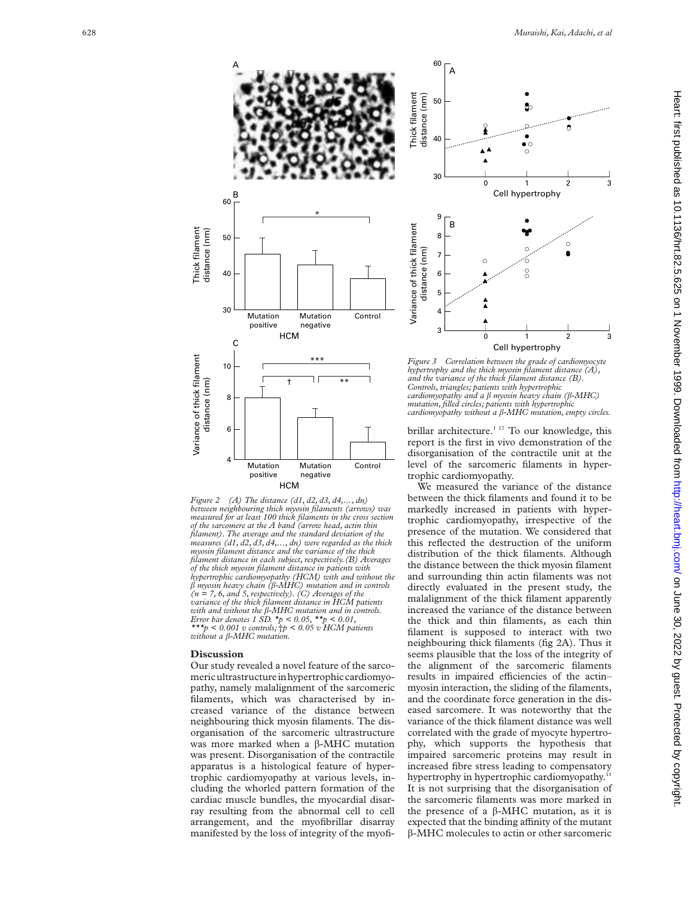Figure 2 (A) The distance (d1, d2, d3, d4,…, dn) between neighbouring thick myosin filaments (arrows) was measured for at least 100 thick filaments in the cross section of the sarcomere at the A band (arrow head, actin thin filament). The average and the standard deviation of the measures (d1, d2, d3, d4,…, dn) were regarded as the thick myosin filament distance and the variance of the thick filament distance in each subject, respectively. (B) Averages of the thick myosin filament distance in patients with hypertrophic cardiomyopathy (HCM) with and without the β myosin heavy chain (β-MHC) mutation and in controls (n = 7, 6, and 5, respectively). (C) Averages of the variance of the thick filament distance in HCM patients with and without the β-MHC mutation and in controls. Error bar denotes 1 SD. *$p < 0.05$, **$p < 0.01$, ***$p < 0.001$ v controls; †$p < 0.05$ v HCM patients without a β-MHC mutation.

Figure 3 Correlation between the grade of cardiomyocyte hypertrophy and the thick myosin filament distance (A), and the variance of the thick filament distance (B). Controls, triangles; patients with hypertrophic cardiomyopathy and a β myosin heavy chain (β-MHC) mutation, filled circles; patients with hypertrophic cardiomyopathy without a β-MHC mutation, empty circles.

## Discussion

Our study revealed a novel feature of the sarcomeric ultrastructure in hypertrophic cardiomyopathy, namely malalignment of the sarcomeric filaments, which was characterised by increased variance of the distance between neighbouring thick myosin filaments. The disorganisation of the sarcomeric ultrastructure was more marked when a β-MHC mutation was present. Disorganisation of the contractile apparatus is a histological feature of hypertrophic cardiomyopathy at various levels, including the whorled pattern formation of the cardiac muscle bundles, the myocardial disarray resulting from the abnormal cell to cell arrangement, and the myofibrillar disarray manifested by the loss of integrity of the myofibrillar architecture.[1 17] To our knowledge, this report is the first in vivo demonstration of the disorganisation of the contractile unit at the level of the sarcomeric filaments in hypertrophic cardiomyopathy.

We measured the variance of the distance between the thick filaments and found it to be markedly increased in patients with hypertrophic cardiomyopathy, irrespective of the presence of the mutation. We considered that this reflected the destruction of the uniform distribution of the thick filaments. Although the distance between the thick myosin filament and surrounding thin actin filaments was not directly evaluated in the present study, the malalignment of the thick filament apparently increased the variance of the distance between the thick and thin filaments, as each thin filament is supposed to interact with two neighbouring thick filaments (fig 2A). Thus it seems plausible that the loss of the integrity of the alignment of the sarcomeric filaments results in impaired efficiencies of the actin–myosin interaction, the sliding of the filaments, and the coordinate force generation in the diseased sarcomere. It was noteworthy that the variance of the thick filament distance was well correlated with the grade of myocyte hypertrophy, which supports the hypothesis that impaired sarcomeric proteins may result in increased fibre stress leading to compensatory hypertrophy in hypertrophic cardiomyopathy.[11] It is not surprising that the disorganisation of the sarcomeric filaments was more marked in the presence of a β-MHC mutation, as it is expected that the binding affinity of the mutant β-MHC molecules to actin or other sarcomeric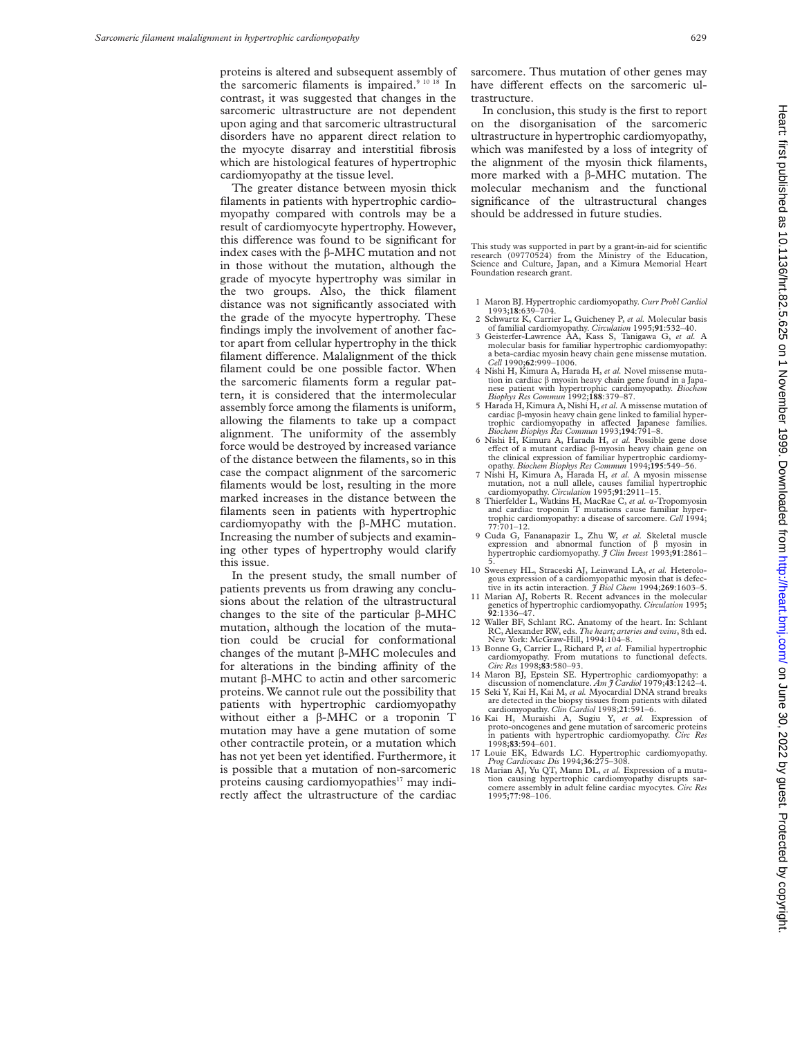proteins is altered and subsequent assembly of the sarcomeric filaments is impaired.[9 10 18] In contrast, it was suggested that changes in the sarcomeric ultrastructure are not dependent upon aging and that sarcomeric ultrastructural disorders have no apparent direct relation to the myocyte disarray and interstitial fibrosis which are histological features of hypertrophic cardiomyopathy at the tissue level.

The greater distance between myosin thick filaments in patients with hypertrophic cardiomyopathy compared with controls may be a result of cardiomyocyte hypertrophy. However, this difference was found to be significant for index cases with the β-MHC mutation and not in those without the mutation, although the grade of myocyte hypertrophy was similar in the two groups. Also, the thick filament distance was not significantly associated with the grade of the myocyte hypertrophy. These findings imply the involvement of another factor apart from cellular hypertrophy in the thick filament difference. Malalignment of the thick filament could be one possible factor. When the sarcomeric filaments form a regular pattern, it is considered that the intermolecular assembly force among the filaments is uniform, allowing the filaments to take up a compact alignment. The uniformity of the assembly force would be destroyed by increased variance of the distance between the filaments, so in this case the compact alignment of the sarcomeric filaments would be lost, resulting in the more marked increases in the distance between the filaments seen in patients with hypertrophic cardiomyopathy with the β-MHC mutation. Increasing the number of subjects and examining other types of hypertrophy would clarify this issue.

In the present study, the small number of patients prevents us from drawing any conclusions about the relation of the ultrastructural changes to the site of the particular β-MHC mutation, although the location of the mutation could be crucial for conformational changes of the mutant β-MHC molecules and for alterations in the binding affinity of the mutant β-MHC to actin and other sarcomeric proteins. We cannot rule out the possibility that patients with hypertrophic cardiomyopathy without either a β-MHC or a troponin T mutation may have a gene mutation of some other contractile protein, or a mutation which has not yet been yet identified. Furthermore, it is possible that a mutation of non-sarcomeric proteins causing cardiomyopathies[17] may indirectly affect the ultrastructure of the cardiac sarcomere. Thus mutation of other genes may have different effects on the sarcomeric ultrastructure.

In conclusion, this study is the first to report on the disorganisation of the sarcomeric ultrastructure in hypertrophic cardiomyopathy, which was manifested by a loss of integrity of the alignment of the myosin thick filaments, more marked with a β-MHC mutation. The molecular mechanism and the functional significance of the ultrastructural changes should be addressed in future studies.

This study was supported in part by a grant-in-aid for scientific research (09770524) from the Ministry of the Education, Science and Culture, Japan, and a Kimura Memorial Heart Foundation research grant.

1. Maron BJ. Hypertrophic cardiomyopathy. *Curr Probl Cardiol* 1993;**18**:639–704.
2. Schwartz K, Carrier L, Guicheney P, *et al.* Molecular basis of familial cardiomyopathy. *Circulation* 1995;**91**:532–40.
3. Geisterfer-Lawrence AA, Kass S, Tanigawa G, *et al.* A molecular basis for familiar hypertrophic cardiomyopathy: a beta-cardiac myosin heavy chain gene missense mutation. *Cell* 1990;**62**:999–1006.
4. Nishi H, Kimura A, Harada H, *et al.* Novel missense mutation in cardiac β myosin heavy chain gene found in a Japanese patient with hypertrophic cardiomyopathy. *Biochem Biophys Res Commun* 1992;**188**:379–87.
5. Harada H, Kimura A, Nishi H, *et al.* A missense mutation of cardiac β-myosin heavy chain gene linked to familial hypertrophic cardiomyopathy in affected Japanese families. *Biochem Biophys Res Commun* 1993;**194**:791–8.
6. Nishi H, Kimura A, Harada H, *et al.* Possible gene dose effect of a mutant cardiac β-myosin heavy chain gene on the clinical expression of familiar hypertrophic cardiomyopathy. *Biochem Biophys Res Commun* 1994;**195**:549–56.
7. Nishi H, Kimura A, Harada H, *et al.* A myosin missense mutation, not a null allele, causes familial hypertrophic cardiomyopathy. *Circulation* 1995;**91**:2911–15.
8. Thierfelder L, Watkins H, MacRae C, *et al.* α-Tropomyosin and cardiac troponin T mutations cause familiar hypertrophic cardiomyopathy: a disease of sarcomere. *Cell* 1994; **77**:701–12.
9. Cuda G, Fananapazir L, Zhu W, *et al.* Skeletal muscle expression and abnormal function of β myosin in hypertrophic cardiomyopathy. *J Clin Invest* 1993;**91**:2861–5.
10. Sweeney HL, Straceski AJ, Leinwand LA, *et al.* Heterologous expression of a cardiomyopathic myosin that is defective in its actin interaction. *J Biol Chem* 1994;**269**:1603–5.
11. Marian AJ, Roberts R. Recent advances in the molecular genetics of hypertrophic cardiomyopathy. *Circulation* 1995; **92**:1336–47.
12. Waller BF, Schlant RC. Anatomy of the heart. In: Schlant RC, Alexander RW, eds. *The heart; arteries and veins*, 8th ed. New York: McGraw-Hill, 1994:104–8.
13. Bonne G, Carrier L, Richard P, *et al.* Familial hypertrophic cardiomyopathy. From mutations to functional defects. *Circ Res* 1998;**83**:580–93.
14. Maron BJ, Epstein SE. Hypertrophic cardiomyopathy: a discussion of nomenclature. *Am J Cardiol* 1979;**43**:1242–4.
15. Seki Y, Kai H, Kai M, *et al.* Myocardial DNA strand breaks are detected in the biopsy tissues from patients with dilated cardiomyopathy. *Clin Cardiol* 1998;**21**:591–6.
16. Kai H, Muraishi A, Sugiu Y, *et al.* Expression of proto-oncogenes and gene mutation of sarcomeric proteins in patients with hypertrophic cardiomyopathy. *Circ Res* 1998;**83**:594–601.
17. Louie EK, Edwards LC. Hypertrophic cardiomyopathy. *Prog Cardiovasc Dis* 1994;**36**:275–308.
18. Marian AJ, Yu QT, Mann DL, *et al.* Expression of a mutation causing hypertrophic cardiomyopathy disrupts sarcomere assembly in adult feline cardiac myocytes. *Circ Res* 1995;77:98–106.